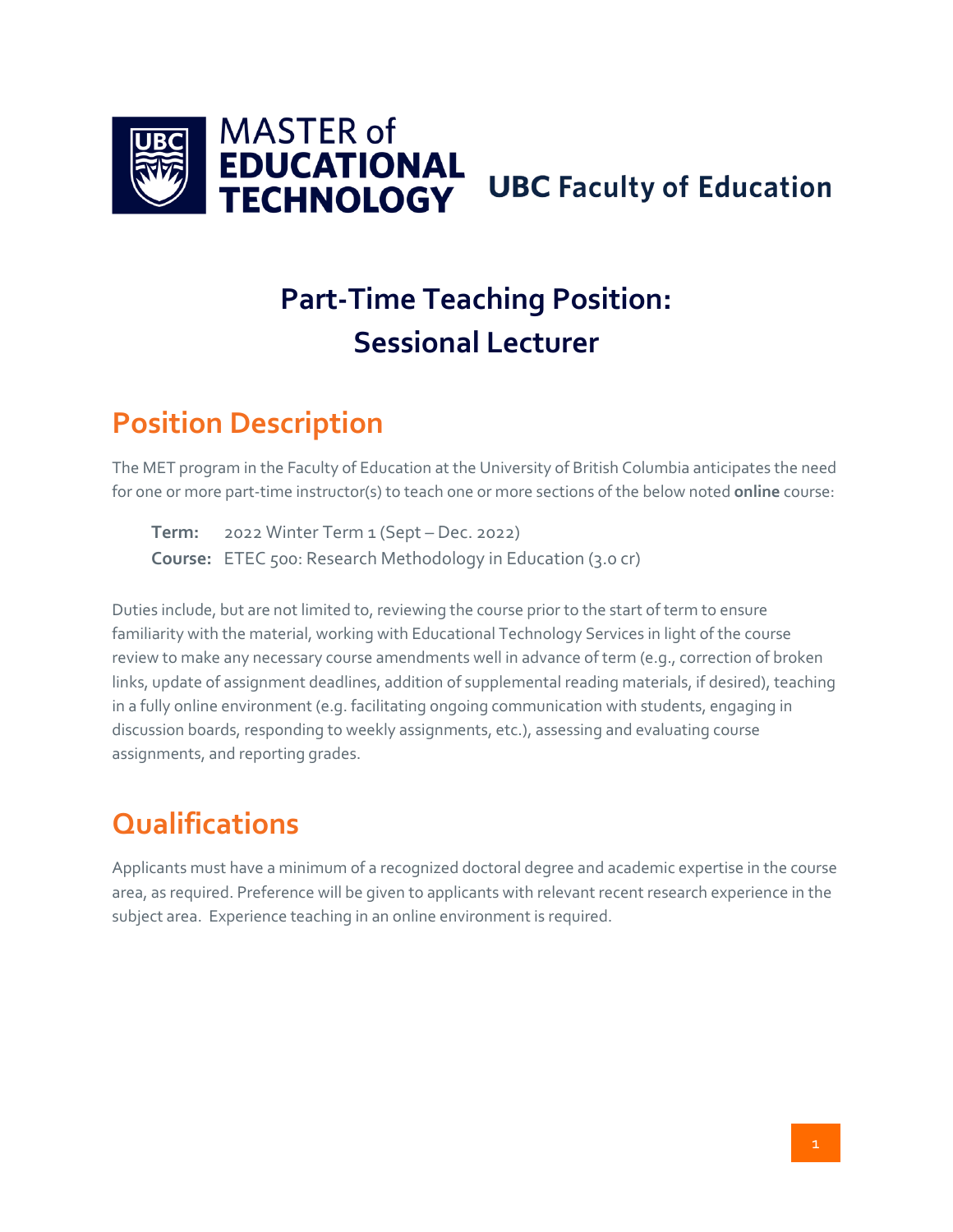MASTER of EDUCATIONAL TECHNOLOGY

UBC Faculty of Education

# Part-Time Teaching Position: Sessional Lecturer

## Position Description

The MET program in the Faculty of Education at the University of British Columbia anticipates the need for one or more part-time instructor(s) to teach one or more sections of the below noted **online** course:

**Term:** 2022 Winter Term 1 (Sept – Dec. 2022)
**Course:** ETEC 500: Research Methodology in Education (3.0 cr)

Duties include, but are not limited to, reviewing the course prior to the start of term to ensure familiarity with the material, working with Educational Technology Services in light of the course review to make any necessary course amendments well in advance of term (e.g., correction of broken links, update of assignment deadlines, addition of supplemental reading materials, if desired), teaching in a fully online environment (e.g. facilitating ongoing communication with students, engaging in discussion boards, responding to weekly assignments, etc.), assessing and evaluating course assignments, and reporting grades.

## Qualifications

Applicants must have a minimum of a recognized doctoral degree and academic expertise in the course area, as required. Preference will be given to applicants with relevant recent research experience in the subject area. Experience teaching in an online environment is required.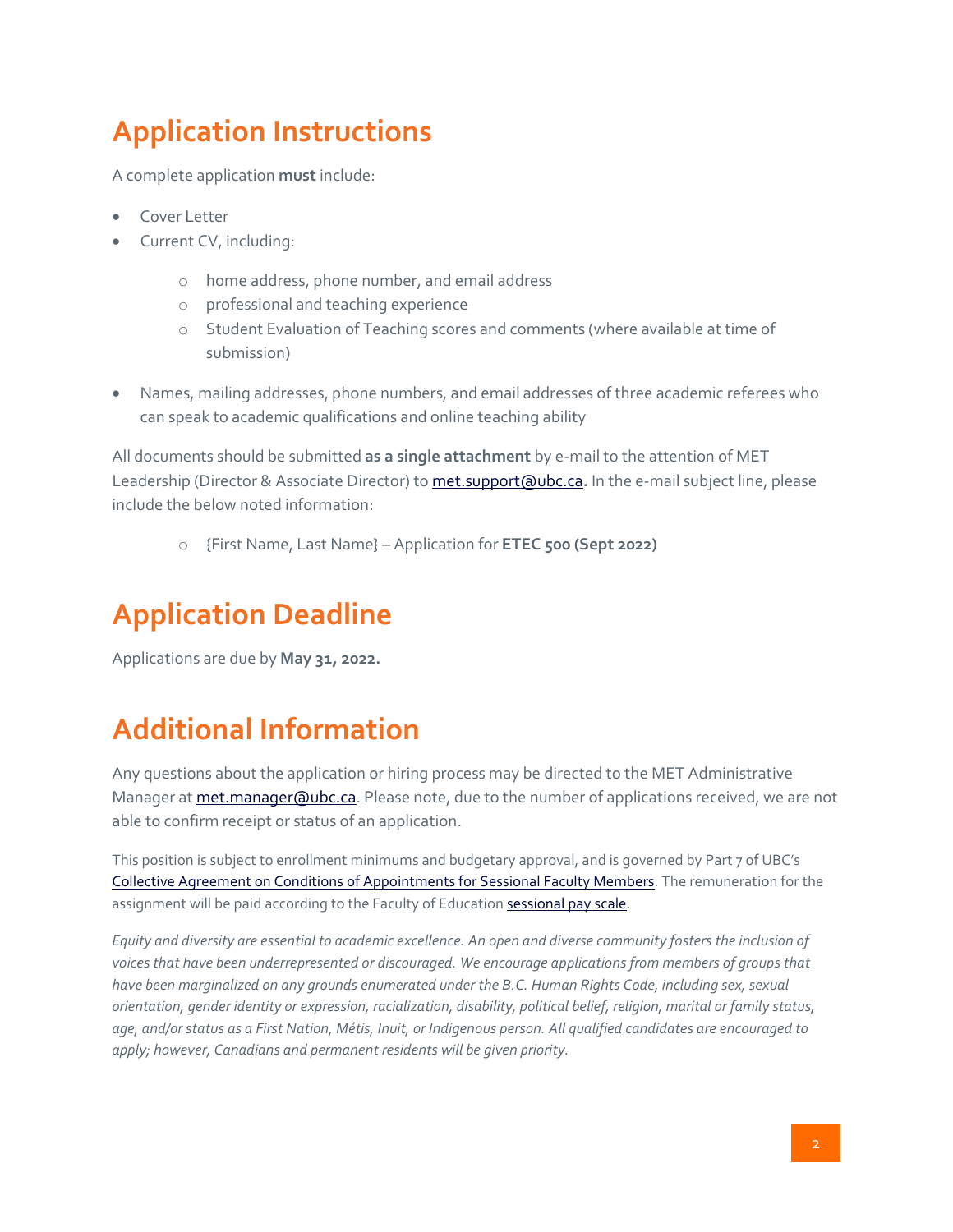## Application Instructions

A complete application **must** include:

- Cover Letter
- Current CV, including:
    - home address, phone number, and email address
    - professional and teaching experience
    - Student Evaluation of Teaching scores and comments (where available at time of submission)
- Names, mailing addresses, phone numbers, and email addresses of three academic referees who can speak to academic qualifications and online teaching ability

All documents should be submitted **as a single attachment** by e-mail to the attention of MET Leadership (Director & Associate Director) to met.support@ubc.ca**.** In the e-mail subject line, please include the below noted information:

- {First Name, Last Name} – Application for **ETEC 500 (Sept 2022)**

## Application Deadline

Applications are due by **May 31, 2022.**

## Additional Information

Any questions about the application or hiring process may be directed to the MET Administrative Manager at met.manager@ubc.ca. Please note, due to the number of applications received, we are not able to confirm receipt or status of an application.

This position is subject to enrollment minimums and budgetary approval, and is governed by Part 7 of UBC's Collective Agreement on Conditions of Appointments for Sessional Faculty Members. The remuneration for the assignment will be paid according to the Faculty of Education sessional pay scale.

*Equity and diversity are essential to academic excellence. An open and diverse community fosters the inclusion of voices that have been underrepresented or discouraged. We encourage applications from members of groups that have been marginalized on any grounds enumerated under the B.C. Human Rights Code, including sex, sexual orientation, gender identity or expression, racialization, disability, political belief, religion, marital or family status, age, and/or status as a First Nation, Métis, Inuit, or Indigenous person. All qualified candidates are encouraged to apply; however, Canadians and permanent residents will be given priority.*